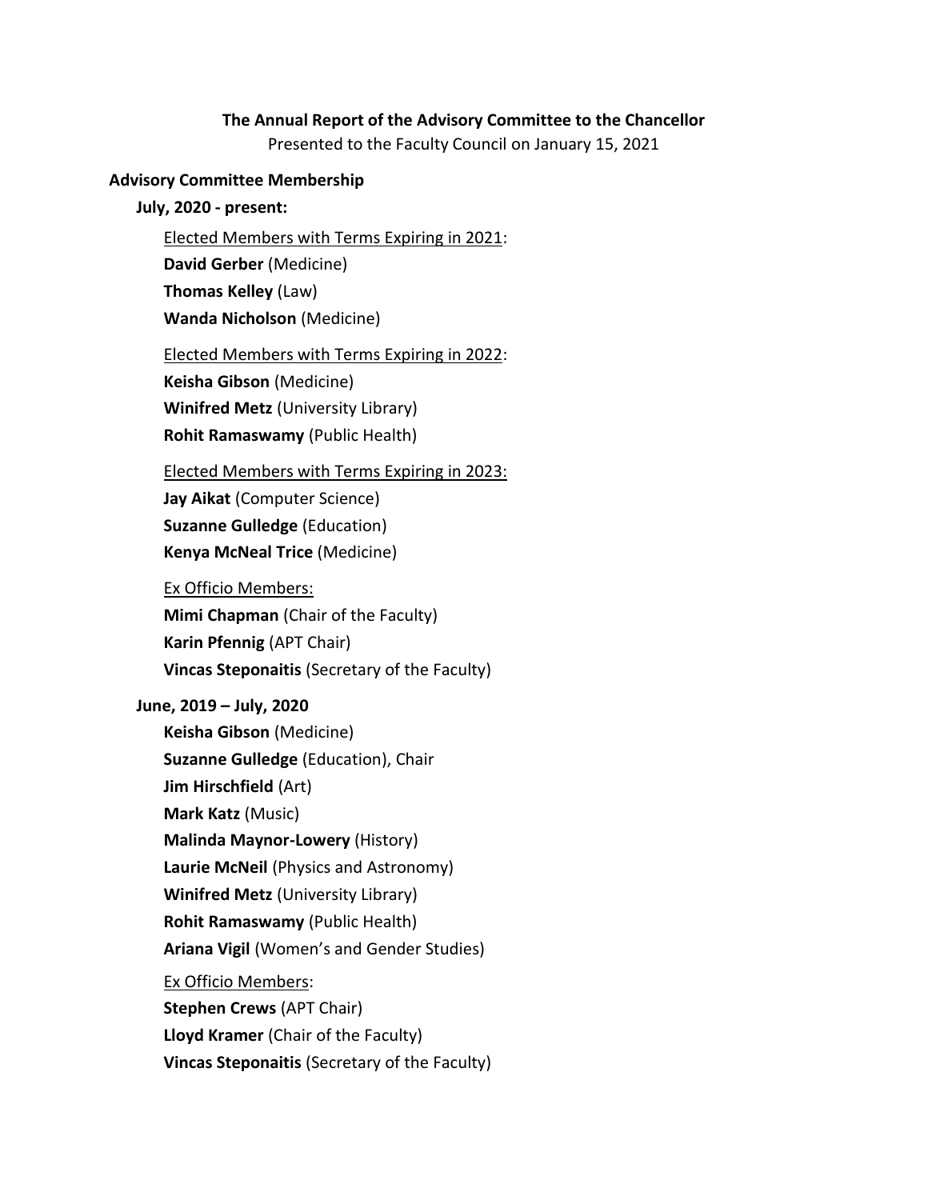# The Annual Report of the Advisory Committee to the Chancellor

Presented to the Faculty Council on January 15, 2021

## Advisory Committee Membership

### July, 2020 - present:

Elected Members with Terms Expiring in 2021:

**David Gerber** (Medicine)
**Thomas Kelley** (Law)
**Wanda Nicholson** (Medicine)

Elected Members with Terms Expiring in 2022:

**Keisha Gibson** (Medicine)
**Winifred Metz** (University Library)
**Rohit Ramaswamy** (Public Health)

Elected Members with Terms Expiring in 2023:

**Jay Aikat** (Computer Science)
**Suzanne Gulledge** (Education)
**Kenya McNeal Trice** (Medicine)

Ex Officio Members:

**Mimi Chapman** (Chair of the Faculty)
**Karin Pfennig** (APT Chair)
**Vincas Steponaitis** (Secretary of the Faculty)

### June, 2019 – July, 2020

**Keisha Gibson** (Medicine)
**Suzanne Gulledge** (Education), Chair
**Jim Hirschfield** (Art)
**Mark Katz** (Music)
**Malinda Maynor-Lowery** (History)
**Laurie McNeil** (Physics and Astronomy)
**Winifred Metz** (University Library)
**Rohit Ramaswamy** (Public Health)
**Ariana Vigil** (Women's and Gender Studies)

Ex Officio Members:

**Stephen Crews** (APT Chair)
**Lloyd Kramer** (Chair of the Faculty)
**Vincas Steponaitis** (Secretary of the Faculty)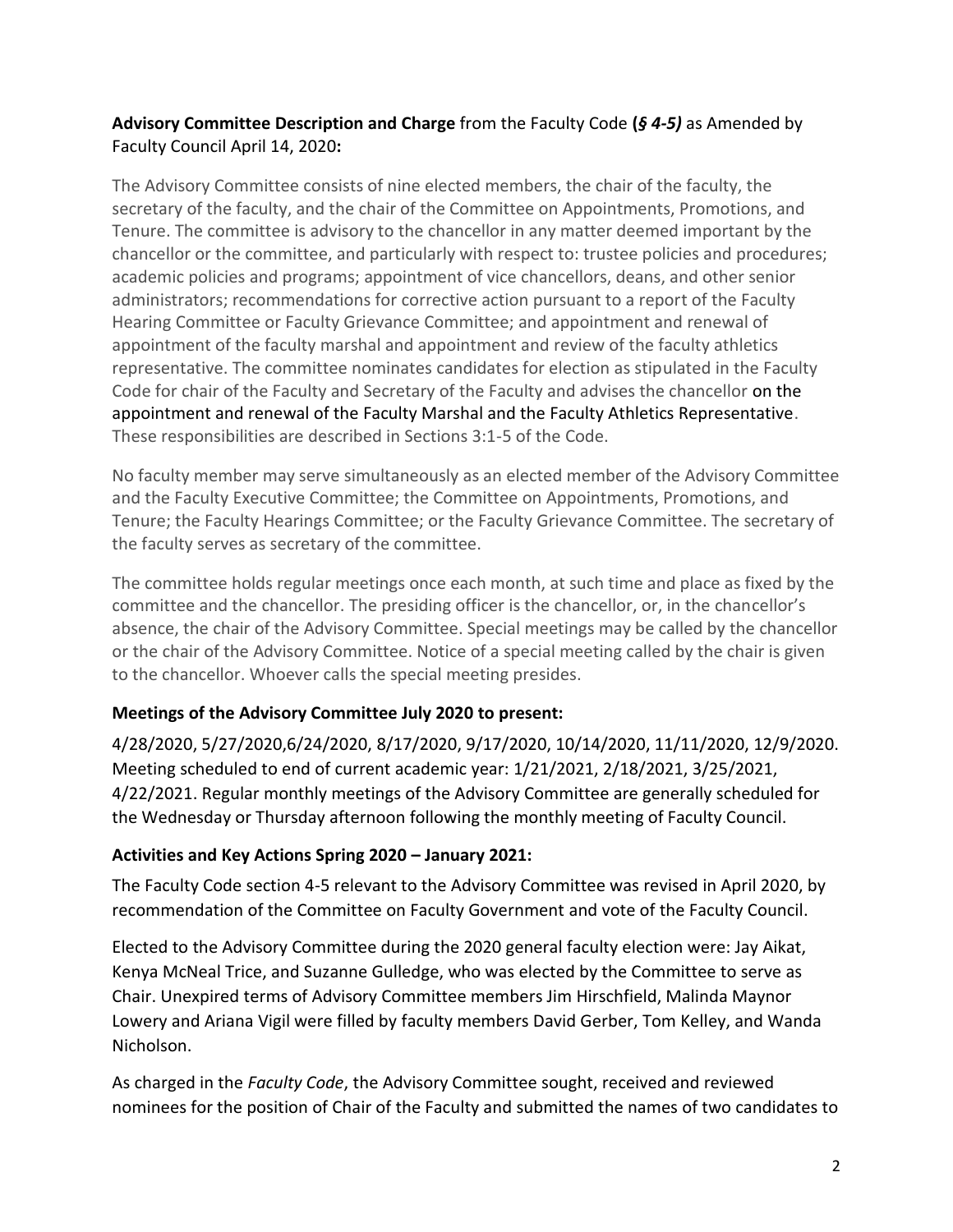**Advisory Committee Description and Charge** from the Faculty Code **(*§ 4-5)*** as Amended by Faculty Council April 14, 2020**:**

The Advisory Committee consists of nine elected members, the chair of the faculty, the secretary of the faculty, and the chair of the Committee on Appointments, Promotions, and Tenure. The committee is advisory to the chancellor in any matter deemed important by the chancellor or the committee, and particularly with respect to: trustee policies and procedures; academic policies and programs; appointment of vice chancellors, deans, and other senior administrators; recommendations for corrective action pursuant to a report of the Faculty Hearing Committee or Faculty Grievance Committee; and appointment and renewal of appointment of the faculty marshal and appointment and review of the faculty athletics representative. The committee nominates candidates for election as stipulated in the Faculty Code for chair of the Faculty and Secretary of the Faculty and advises the chancellor on the appointment and renewal of the Faculty Marshal and the Faculty Athletics Representative. These responsibilities are described in Sections 3:1-5 of the Code.

No faculty member may serve simultaneously as an elected member of the Advisory Committee and the Faculty Executive Committee; the Committee on Appointments, Promotions, and Tenure; the Faculty Hearings Committee; or the Faculty Grievance Committee. The secretary of the faculty serves as secretary of the committee.

The committee holds regular meetings once each month, at such time and place as fixed by the committee and the chancellor. The presiding officer is the chancellor, or, in the chancellor's absence, the chair of the Advisory Committee. Special meetings may be called by the chancellor or the chair of the Advisory Committee. Notice of a special meeting called by the chair is given to the chancellor. Whoever calls the special meeting presides.

### Meetings of the Advisory Committee July 2020 to present:

4/28/2020, 5/27/2020,6/24/2020, 8/17/2020, 9/17/2020, 10/14/2020, 11/11/2020, 12/9/2020. Meeting scheduled to end of current academic year: 1/21/2021, 2/18/2021, 3/25/2021, 4/22/2021. Regular monthly meetings of the Advisory Committee are generally scheduled for the Wednesday or Thursday afternoon following the monthly meeting of Faculty Council.

### Activities and Key Actions Spring 2020 – January 2021:

The Faculty Code section 4-5 relevant to the Advisory Committee was revised in April 2020, by recommendation of the Committee on Faculty Government and vote of the Faculty Council.

Elected to the Advisory Committee during the 2020 general faculty election were: Jay Aikat, Kenya McNeal Trice, and Suzanne Gulledge, who was elected by the Committee to serve as Chair. Unexpired terms of Advisory Committee members Jim Hirschfield, Malinda Maynor Lowery and Ariana Vigil were filled by faculty members David Gerber, Tom Kelley, and Wanda Nicholson.

As charged in the *Faculty Code*, the Advisory Committee sought, received and reviewed nominees for the position of Chair of the Faculty and submitted the names of two candidates to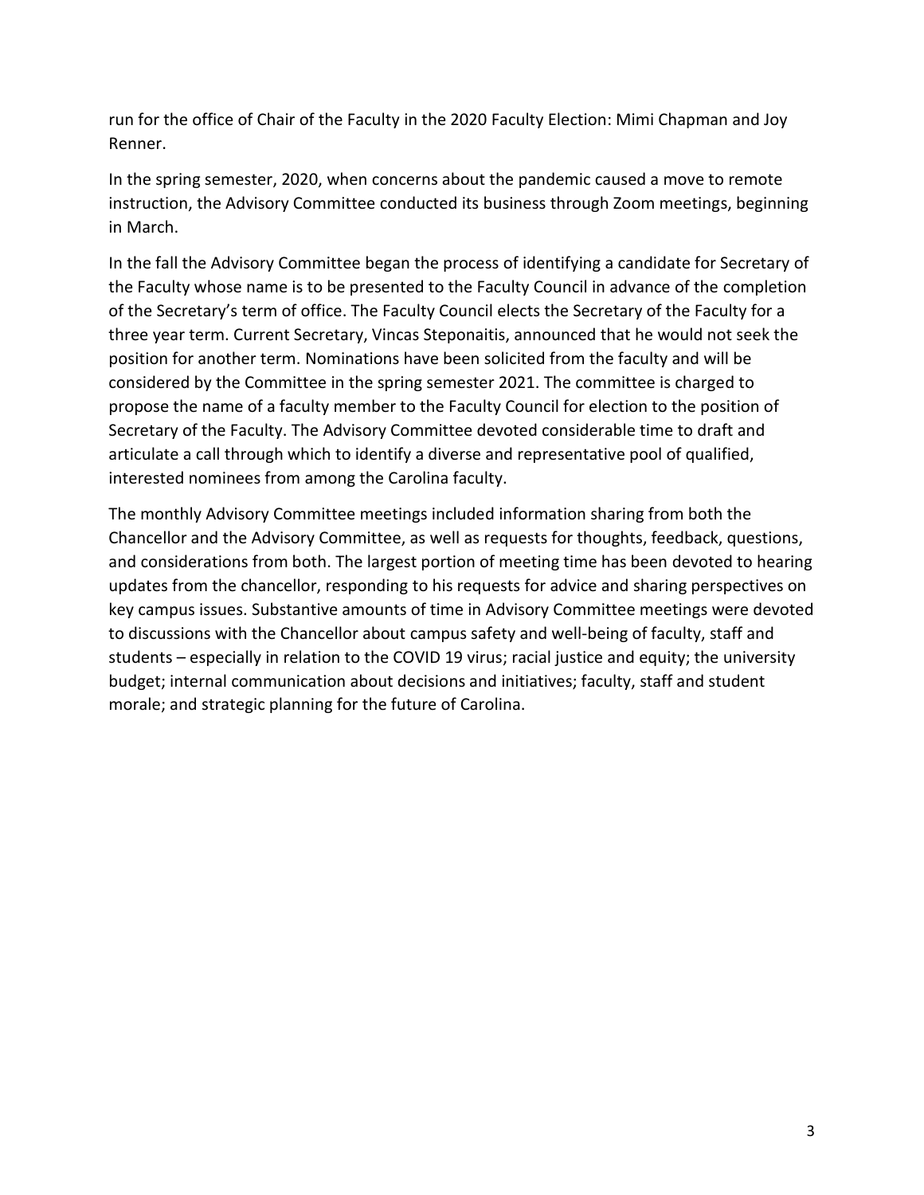run for the office of Chair of the Faculty in the 2020 Faculty Election: Mimi Chapman and Joy Renner.

In the spring semester, 2020, when concerns about the pandemic caused a move to remote instruction, the Advisory Committee conducted its business through Zoom meetings, beginning in March.

In the fall the Advisory Committee began the process of identifying a candidate for Secretary of the Faculty whose name is to be presented to the Faculty Council in advance of the completion of the Secretary's term of office. The Faculty Council elects the Secretary of the Faculty for a three year term. Current Secretary, Vincas Steponaitis, announced that he would not seek the position for another term. Nominations have been solicited from the faculty and will be considered by the Committee in the spring semester 2021. The committee is charged to propose the name of a faculty member to the Faculty Council for election to the position of Secretary of the Faculty. The Advisory Committee devoted considerable time to draft and articulate a call through which to identify a diverse and representative pool of qualified, interested nominees from among the Carolina faculty.

The monthly Advisory Committee meetings included information sharing from both the Chancellor and the Advisory Committee, as well as requests for thoughts, feedback, questions, and considerations from both. The largest portion of meeting time has been devoted to hearing updates from the chancellor, responding to his requests for advice and sharing perspectives on key campus issues. Substantive amounts of time in Advisory Committee meetings were devoted to discussions with the Chancellor about campus safety and well-being of faculty, staff and students – especially in relation to the COVID 19 virus; racial justice and equity; the university budget; internal communication about decisions and initiatives; faculty, staff and student morale; and strategic planning for the future of Carolina.